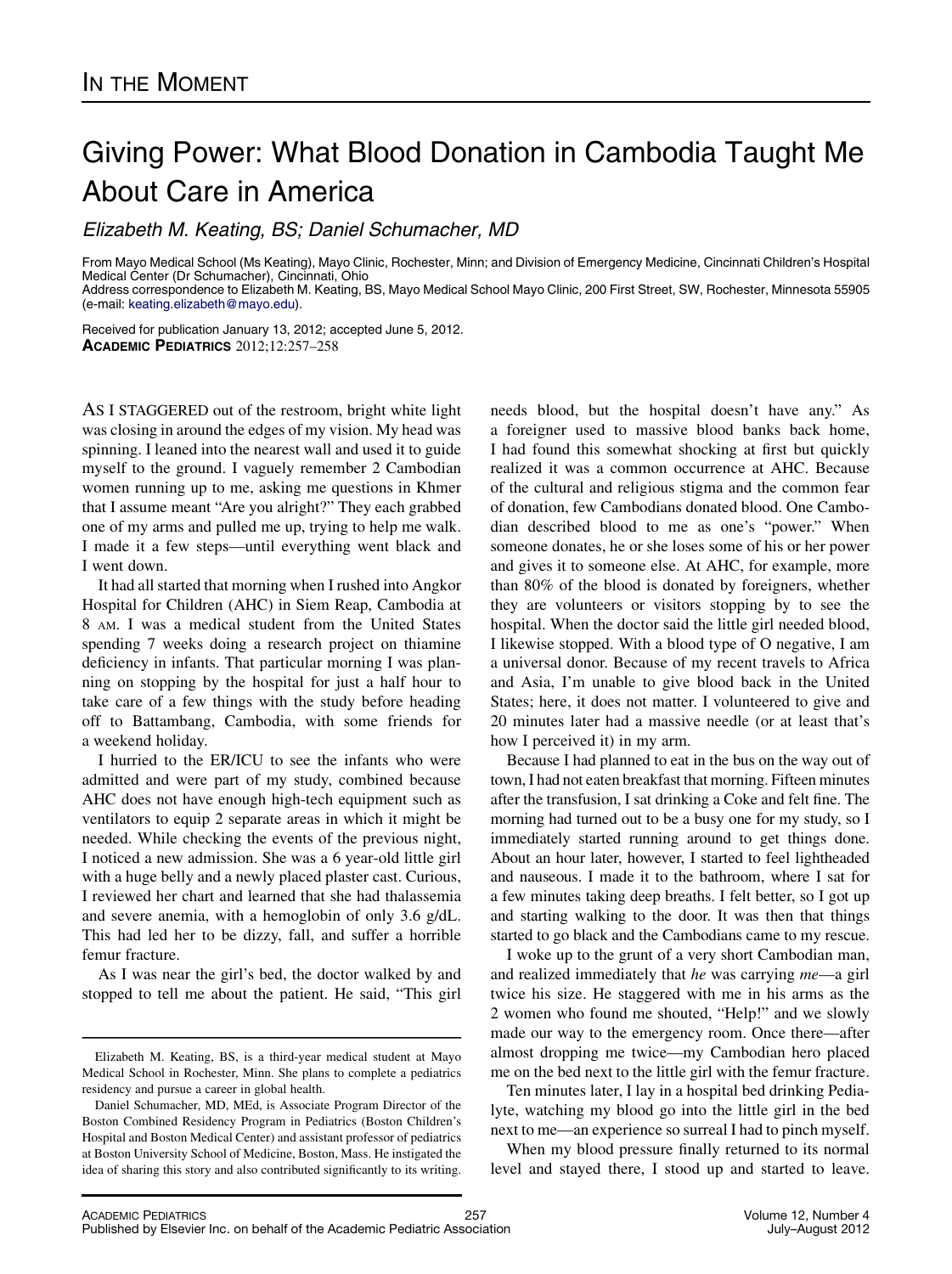# IN THE MOMENT

# Giving Power: What Blood Donation in Cambodia Taught Me About Care in America

*Elizabeth M. Keating, BS; Daniel Schumacher, MD*

From Mayo Medical School (Ms Keating), Mayo Clinic, Rochester, Minn; and Division of Emergency Medicine, Cincinnati Children's Hospital Medical Center (Dr Schumacher), Cincinnati, Ohio

Address correspondence to Elizabeth M. Keating, BS, Mayo Medical School Mayo Clinic, 200 First Street, SW, Rochester, Minnesota 55905 (e-mail: keating.elizabeth@mayo.edu).

Received for publication January 13, 2012; accepted June 5, 2012.

**ACADEMIC PEDIATRICS** 2012;12:257–258

AS I STAGGERED out of the restroom, bright white light was closing in around the edges of my vision. My head was spinning. I leaned into the nearest wall and used it to guide myself to the ground. I vaguely remember 2 Cambodian women running up to me, asking me questions in Khmer that I assume meant "Are you alright?" They each grabbed one of my arms and pulled me up, trying to help me walk. I made it a few steps—until everything went black and I went down.

It had all started that morning when I rushed into Angkor Hospital for Children (AHC) in Siem Reap, Cambodia at 8 AM. I was a medical student from the United States spending 7 weeks doing a research project on thiamine deficiency in infants. That particular morning I was planning on stopping by the hospital for just a half hour to take care of a few things with the study before heading off to Battambang, Cambodia, with some friends for a weekend holiday.

I hurried to the ER/ICU to see the infants who were admitted and were part of my study, combined because AHC does not have enough high-tech equipment such as ventilators to equip 2 separate areas in which it might be needed. While checking the events of the previous night, I noticed a new admission. She was a 6 year-old little girl with a huge belly and a newly placed plaster cast. Curious, I reviewed her chart and learned that she had thalassemia and severe anemia, with a hemoglobin of only 3.6 g/dL. This had led her to be dizzy, fall, and suffer a horrible femur fracture.

As I was near the girl's bed, the doctor walked by and stopped to tell me about the patient. He said, "This girl needs blood, but the hospital doesn't have any." As a foreigner used to massive blood banks back home, I had found this somewhat shocking at first but quickly realized it was a common occurrence at AHC. Because of the cultural and religious stigma and the common fear of donation, few Cambodians donated blood. One Cambodian described blood to me as one's "power." When someone donates, he or she loses some of his or her power and gives it to someone else. At AHC, for example, more than 80% of the blood is donated by foreigners, whether they are volunteers or visitors stopping by to see the hospital. When the doctor said the little girl needed blood, I likewise stopped. With a blood type of O negative, I am a universal donor. Because of my recent travels to Africa and Asia, I'm unable to give blood back in the United States; here, it does not matter. I volunteered to give and 20 minutes later had a massive needle (or at least that's how I perceived it) in my arm.

Because I had planned to eat in the bus on the way out of town, I had not eaten breakfast that morning. Fifteen minutes after the transfusion, I sat drinking a Coke and felt fine. The morning had turned out to be a busy one for my study, so I immediately started running around to get things done. About an hour later, however, I started to feel lightheaded and nauseous. I made it to the bathroom, where I sat for a few minutes taking deep breaths. I felt better, so I got up and starting walking to the door. It was then that things started to go black and the Cambodians came to my rescue.

I woke up to the grunt of a very short Cambodian man, and realized immediately that *he* was carrying *me*—a girl twice his size. He staggered with me in his arms as the 2 women who found me shouted, "Help!" and we slowly made our way to the emergency room. Once there—after almost dropping me twice—my Cambodian hero placed me on the bed next to the little girl with the femur fracture.

Ten minutes later, I lay in a hospital bed drinking Pedialyte, watching my blood go into the little girl in the bed next to me—an experience so surreal I had to pinch myself.

When my blood pressure finally returned to its normal level and stayed there, I stood up and started to leave.

Elizabeth M. Keating, BS, is a third-year medical student at Mayo Medical School in Rochester, Minn. She plans to complete a pediatrics residency and pursue a career in global health.

Daniel Schumacher, MD, MEd, is Associate Program Director of the Boston Combined Residency Program in Pediatrics (Boston Children's Hospital and Boston Medical Center) and assistant professor of pediatrics at Boston University School of Medicine, Boston, Mass. He instigated the idea of sharing this story and also contributed significantly to its writing.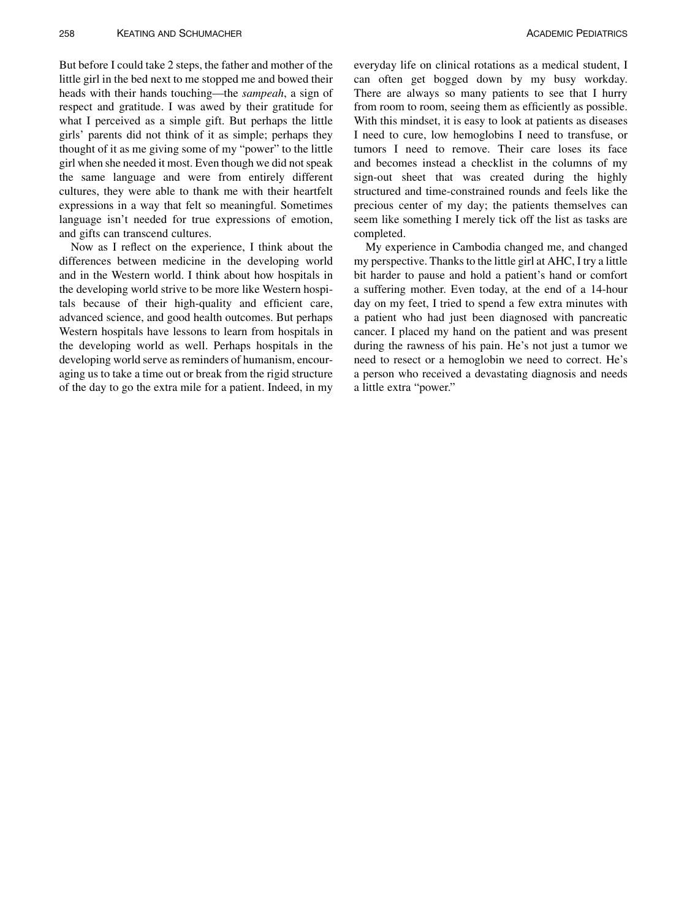But before I could take 2 steps, the father and mother of the little girl in the bed next to me stopped me and bowed their heads with their hands touching—the *sampeah*, a sign of respect and gratitude. I was awed by their gratitude for what I perceived as a simple gift. But perhaps the little girls' parents did not think of it as simple; perhaps they thought of it as me giving some of my "power" to the little girl when she needed it most. Even though we did not speak the same language and were from entirely different cultures, they were able to thank me with their heartfelt expressions in a way that felt so meaningful. Sometimes language isn't needed for true expressions of emotion, and gifts can transcend cultures.

Now as I reflect on the experience, I think about the differences between medicine in the developing world and in the Western world. I think about how hospitals in the developing world strive to be more like Western hospitals because of their high-quality and efficient care, advanced science, and good health outcomes. But perhaps Western hospitals have lessons to learn from hospitals in the developing world as well. Perhaps hospitals in the developing world serve as reminders of humanism, encouraging us to take a time out or break from the rigid structure of the day to go the extra mile for a patient. Indeed, in my everyday life on clinical rotations as a medical student, I can often get bogged down by my busy workday. There are always so many patients to see that I hurry from room to room, seeing them as efficiently as possible. With this mindset, it is easy to look at patients as diseases I need to cure, low hemoglobins I need to transfuse, or tumors I need to remove. Their care loses its face and becomes instead a checklist in the columns of my sign-out sheet that was created during the highly structured and time-constrained rounds and feels like the precious center of my day; the patients themselves can seem like something I merely tick off the list as tasks are completed.

My experience in Cambodia changed me, and changed my perspective. Thanks to the little girl at AHC, I try a little bit harder to pause and hold a patient's hand or comfort a suffering mother. Even today, at the end of a 14-hour day on my feet, I tried to spend a few extra minutes with a patient who had just been diagnosed with pancreatic cancer. I placed my hand on the patient and was present during the rawness of his pain. He's not just a tumor we need to resect or a hemoglobin we need to correct. He's a person who received a devastating diagnosis and needs a little extra "power."